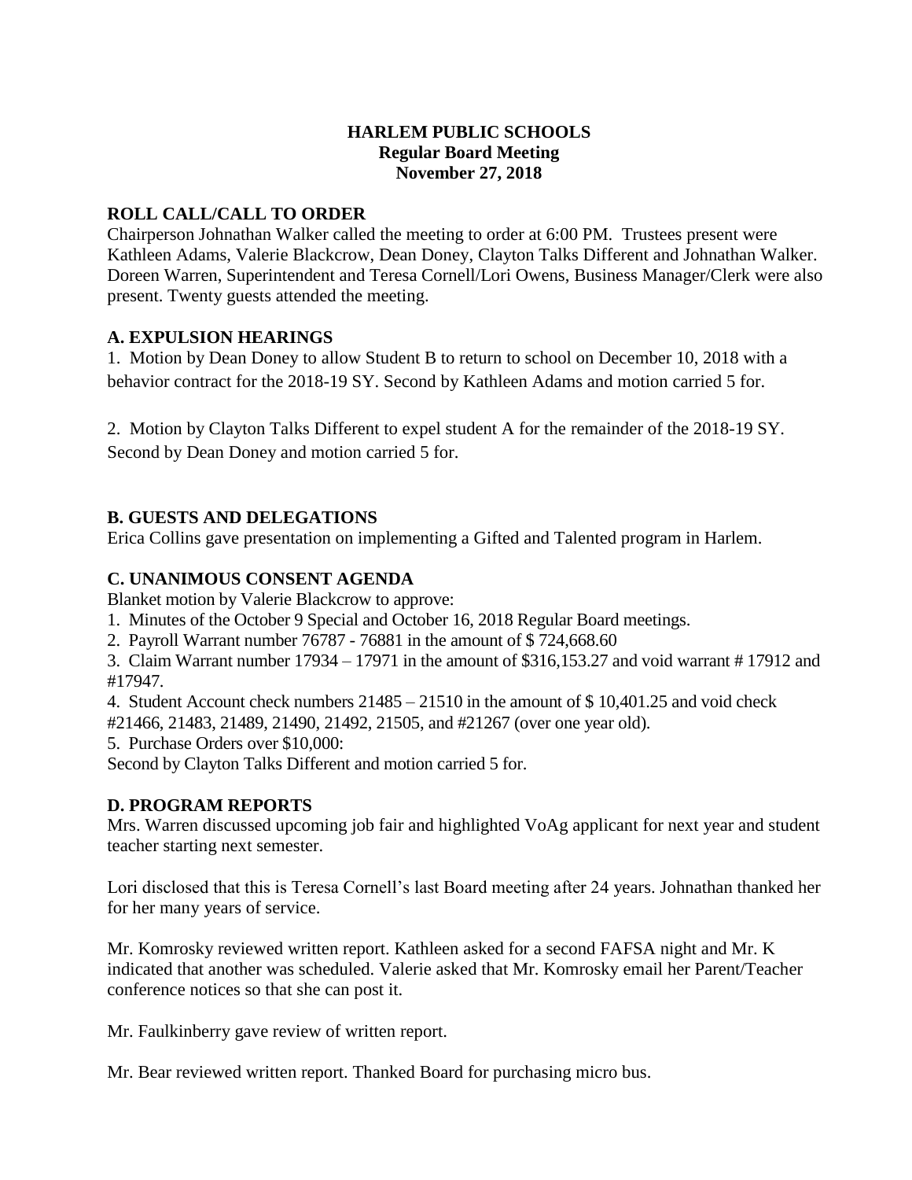**HARLEM PUBLIC SCHOOLS**
**Regular Board Meeting**
**November 27, 2018**

## ROLL CALL/CALL TO ORDER

Chairperson Johnathan Walker called the meeting to order at 6:00 PM. Trustees present were Kathleen Adams, Valerie Blackcrow, Dean Doney, Clayton Talks Different and Johnathan Walker. Doreen Warren, Superintendent and Teresa Cornell/Lori Owens, Business Manager/Clerk were also present. Twenty guests attended the meeting.

## A. EXPULSION HEARINGS

1. Motion by Dean Doney to allow Student B to return to school on December 10, 2018 with a behavior contract for the 2018-19 SY. Second by Kathleen Adams and motion carried 5 for.

2. Motion by Clayton Talks Different to expel student A for the remainder of the 2018-19 SY. Second by Dean Doney and motion carried 5 for.

## B. GUESTS AND DELEGATIONS

Erica Collins gave presentation on implementing a Gifted and Talented program in Harlem.

## C. UNANIMOUS CONSENT AGENDA

Blanket motion by Valerie Blackcrow to approve:

1. Minutes of the October 9 Special and October 16, 2018 Regular Board meetings.
2. Payroll Warrant number 76787 - 76881 in the amount of $ 724,668.60
3. Claim Warrant number 17934 – 17971 in the amount of $316,153.27 and void warrant # 17912 and #17947.
4. Student Account check numbers 21485 – 21510 in the amount of $ 10,401.25 and void check #21466, 21483, 21489, 21490, 21492, 21505, and #21267 (over one year old).
5. Purchase Orders over $10,000:

Second by Clayton Talks Different and motion carried 5 for.

## D. PROGRAM REPORTS

Mrs. Warren discussed upcoming job fair and highlighted VoAg applicant for next year and student teacher starting next semester.

Lori disclosed that this is Teresa Cornell's last Board meeting after 24 years. Johnathan thanked her for her many years of service.

Mr. Komrosky reviewed written report. Kathleen asked for a second FAFSA night and Mr. K indicated that another was scheduled. Valerie asked that Mr. Komrosky email her Parent/Teacher conference notices so that she can post it.

Mr. Faulkinberry gave review of written report.

Mr. Bear reviewed written report. Thanked Board for purchasing micro bus.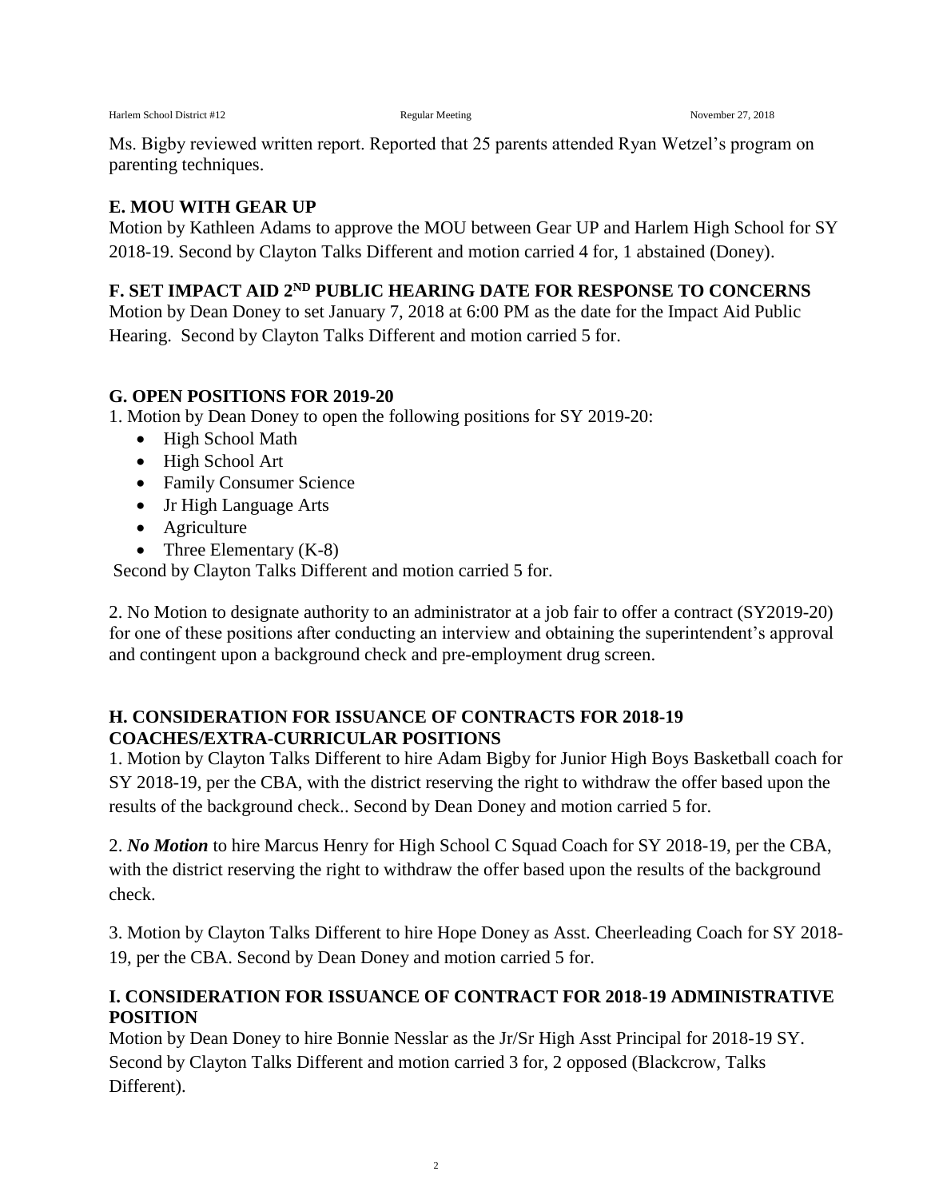Ms. Bigby reviewed written report. Reported that 25 parents attended Ryan Wetzel's program on parenting techniques.

## E. MOU WITH GEAR UP

Motion by Kathleen Adams to approve the MOU between Gear UP and Harlem High School for SY 2018-19. Second by Clayton Talks Different and motion carried 4 for, 1 abstained (Doney).

## F. SET IMPACT AID 2ND PUBLIC HEARING DATE FOR RESPONSE TO CONCERNS

Motion by Dean Doney to set January 7, 2018 at 6:00 PM as the date for the Impact Aid Public Hearing. Second by Clayton Talks Different and motion carried 5 for.

## G. OPEN POSITIONS FOR 2019-20

1. Motion by Dean Doney to open the following positions for SY 2019-20:
   - High School Math
   - High School Art
   - Family Consumer Science
   - Jr High Language Arts
   - Agriculture
   - Three Elementary (K-8)

   Second by Clayton Talks Different and motion carried 5 for.

2. No Motion to designate authority to an administrator at a job fair to offer a contract (SY2019-20) for one of these positions after conducting an interview and obtaining the superintendent's approval and contingent upon a background check and pre-employment drug screen.

## H. CONSIDERATION FOR ISSUANCE OF CONTRACTS FOR 2018-19 COACHES/EXTRA-CURRICULAR POSITIONS

1. Motion by Clayton Talks Different to hire Adam Bigby for Junior High Boys Basketball coach for SY 2018-19, per the CBA, with the district reserving the right to withdraw the offer based upon the results of the background check.. Second by Dean Doney and motion carried 5 for.

2. ***No Motion*** to hire Marcus Henry for High School C Squad Coach for SY 2018-19, per the CBA, with the district reserving the right to withdraw the offer based upon the results of the background check.

3. Motion by Clayton Talks Different to hire Hope Doney as Asst. Cheerleading Coach for SY 2018-19, per the CBA. Second by Dean Doney and motion carried 5 for.

## I. CONSIDERATION FOR ISSUANCE OF CONTRACT FOR 2018-19 ADMINISTRATIVE POSITION

Motion by Dean Doney to hire Bonnie Nesslar as the Jr/Sr High Asst Principal for 2018-19 SY. Second by Clayton Talks Different and motion carried 3 for, 2 opposed (Blackcrow, Talks Different).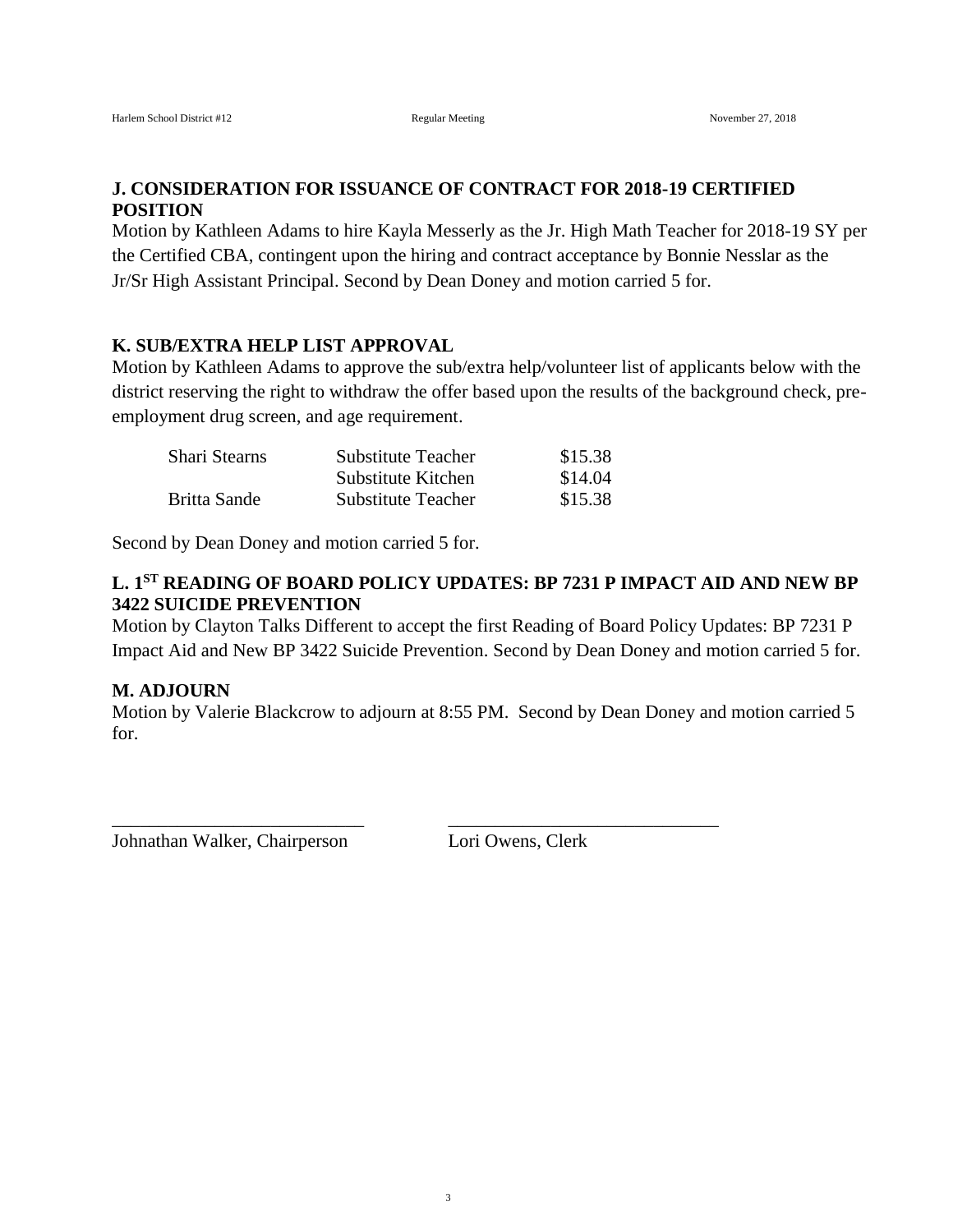## J. CONSIDERATION FOR ISSUANCE OF CONTRACT FOR 2018-19 CERTIFIED POSITION

Motion by Kathleen Adams to hire Kayla Messerly as the Jr. High Math Teacher for 2018-19 SY per the Certified CBA, contingent upon the hiring and contract acceptance by Bonnie Nesslar as the Jr/Sr High Assistant Principal. Second by Dean Doney and motion carried 5 for.

## K. SUB/EXTRA HELP LIST APPROVAL

Motion by Kathleen Adams to approve the sub/extra help/volunteer list of applicants below with the district reserving the right to withdraw the offer based upon the results of the background check, pre-employment drug screen, and age requirement.

| | | |
|---|---|---|
| Shari Stearns | Substitute Teacher | $15.38 |
| | Substitute Kitchen | $14.04 |
| Britta Sande | Substitute Teacher | $15.38 |

Second by Dean Doney and motion carried 5 for.

## L. 1ST READING OF BOARD POLICY UPDATES: BP 7231 P IMPACT AID AND NEW BP 3422 SUICIDE PREVENTION

Motion by Clayton Talks Different to accept the first Reading of Board Policy Updates: BP 7231 P Impact Aid and New BP 3422 Suicide Prevention. Second by Dean Doney and motion carried 5 for.

## M. ADJOURN

Motion by Valerie Blackcrow to adjourn at 8:55 PM. Second by Dean Doney and motion carried 5 for.

___________________________ ___________________________

Johnathan Walker, Chairperson Lori Owens, Clerk